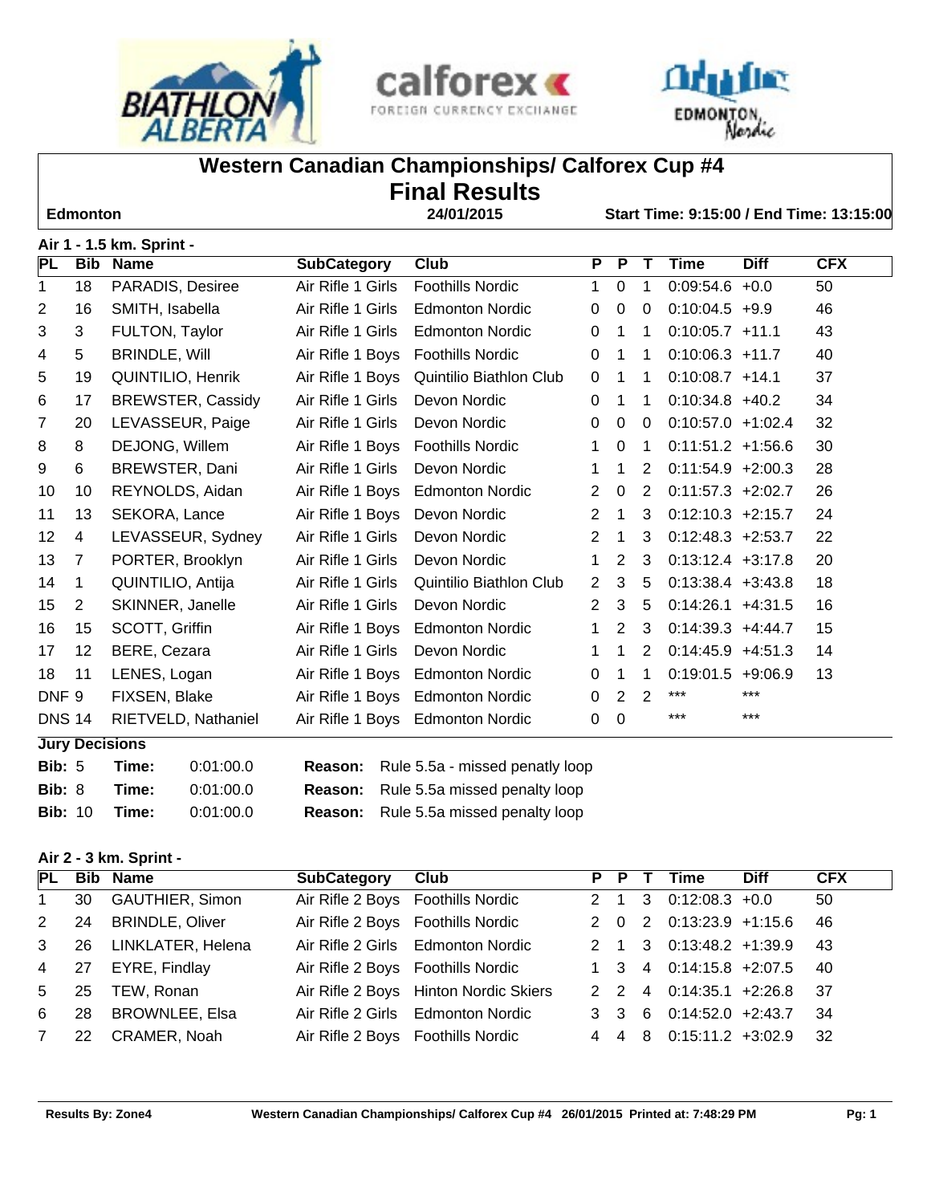# Western Canadian Championships/ Calforex Cup #4

## Final Results

**Edmonton** | **24/01/2015** | **Start Time: 9:15:00 / End Time: 13:15:00**

### Air 1 - 1.5 km. Sprint -

| PL | Bib | Name | SubCategory | Club | P | P | T | Time | Diff | CFX |
|---|---|---|---|---|---|---|---|---|---|---|
| 1 | 18 | PARADIS, Desiree | Air Rifle 1 Girls | Foothills Nordic | 1 | 0 | 1 | 0:09:54.6 | +0.0 | 50 |
| 2 | 16 | SMITH, Isabella | Air Rifle 1 Girls | Edmonton Nordic | 0 | 0 | 0 | 0:10:04.5 | +9.9 | 46 |
| 3 | 3 | FULTON, Taylor | Air Rifle 1 Girls | Edmonton Nordic | 0 | 1 | 1 | 0:10:05.7 | +11.1 | 43 |
| 4 | 5 | BRINDLE, Will | Air Rifle 1 Boys | Foothills Nordic | 0 | 1 | 1 | 0:10:06.3 | +11.7 | 40 |
| 5 | 19 | QUINTILIO, Henrik | Air Rifle 1 Boys | Quintilio Biathlon Club | 0 | 1 | 1 | 0:10:08.7 | +14.1 | 37 |
| 6 | 17 | BREWSTER, Cassidy | Air Rifle 1 Girls | Devon Nordic | 0 | 1 | 1 | 0:10:34.8 | +40.2 | 34 |
| 7 | 20 | LEVASSEUR, Paige | Air Rifle 1 Girls | Devon Nordic | 0 | 0 | 0 | 0:10:57.0 | +1:02.4 | 32 |
| 8 | 8 | DEJONG, Willem | Air Rifle 1 Boys | Foothills Nordic | 1 | 0 | 1 | 0:11:51.2 | +1:56.6 | 30 |
| 9 | 6 | BREWSTER, Dani | Air Rifle 1 Girls | Devon Nordic | 1 | 1 | 2 | 0:11:54.9 | +2:00.3 | 28 |
| 10 | 10 | REYNOLDS, Aidan | Air Rifle 1 Boys | Edmonton Nordic | 2 | 0 | 2 | 0:11:57.3 | +2:02.7 | 26 |
| 11 | 13 | SEKORA, Lance | Air Rifle 1 Boys | Devon Nordic | 2 | 1 | 3 | 0:12:10.3 | +2:15.7 | 24 |
| 12 | 4 | LEVASSEUR, Sydney | Air Rifle 1 Girls | Devon Nordic | 2 | 1 | 3 | 0:12:48.3 | +2:53.7 | 22 |
| 13 | 7 | PORTER, Brooklyn | Air Rifle 1 Girls | Devon Nordic | 1 | 2 | 3 | 0:13:12.4 | +3:17.8 | 20 |
| 14 | 1 | QUINTILIO, Antija | Air Rifle 1 Girls | Quintilio Biathlon Club | 2 | 3 | 5 | 0:13:38.4 | +3:43.8 | 18 |
| 15 | 2 | SKINNER, Janelle | Air Rifle 1 Girls | Devon Nordic | 2 | 3 | 5 | 0:14:26.1 | +4:31.5 | 16 |
| 16 | 15 | SCOTT, Griffin | Air Rifle 1 Boys | Edmonton Nordic | 1 | 2 | 3 | 0:14:39.3 | +4:44.7 | 15 |
| 17 | 12 | BERE, Cezara | Air Rifle 1 Girls | Devon Nordic | 1 | 1 | 2 | 0:14:45.9 | +4:51.3 | 14 |
| 18 | 11 | LENES, Logan | Air Rifle 1 Boys | Edmonton Nordic | 0 | 1 | 1 | 0:19:01.5 | +9:06.9 | 13 |
| DNF | 9 | FIXSEN, Blake | Air Rifle 1 Boys | Edmonton Nordic | 0 | 2 | 2 | *** | *** | |
| DNS | 14 | RIETVELD, Nathaniel | Air Rifle 1 Boys | Edmonton Nordic | 0 | 0 | | *** | *** | |

**Jury Decisions**

| Bib | Time | Reason |
|---|---|---|
| 5 | 0:01:00.0 | Rule 5.5a - missed penalty loop |
| 8 | 0:01:00.0 | Rule 5.5a missed penalty loop |
| 10 | 0:01:00.0 | Rule 5.5a missed penalty loop |

### Air 2 - 3 km. Sprint -

| PL | Bib | Name | SubCategory | Club | P | P | T | Time | Diff | CFX |
|---|---|---|---|---|---|---|---|---|---|---|
| 1 | 30 | GAUTHIER, Simon | Air Rifle 2 Boys | Foothills Nordic | 2 | 1 | 3 | 0:12:08.3 | +0.0 | 50 |
| 2 | 24 | BRINDLE, Oliver | Air Rifle 2 Boys | Foothills Nordic | 2 | 0 | 2 | 0:13:23.9 | +1:15.6 | 46 |
| 3 | 26 | LINKLATER, Helena | Air Rifle 2 Girls | Edmonton Nordic | 2 | 1 | 3 | 0:13:48.2 | +1:39.9 | 43 |
| 4 | 27 | EYRE, Findlay | Air Rifle 2 Boys | Foothills Nordic | 1 | 3 | 4 | 0:14:15.8 | +2:07.5 | 40 |
| 5 | 25 | TEW, Ronan | Air Rifle 2 Boys | Hinton Nordic Skiers | 2 | 2 | 4 | 0:14:35.1 | +2:26.8 | 37 |
| 6 | 28 | BROWNLEE, Elsa | Air Rifle 2 Girls | Edmonton Nordic | 3 | 3 | 6 | 0:14:52.0 | +2:43.7 | 34 |
| 7 | 22 | CRAMER, Noah | Air Rifle 2 Boys | Foothills Nordic | 4 | 4 | 8 | 0:15:11.2 | +3:02.9 | 32 |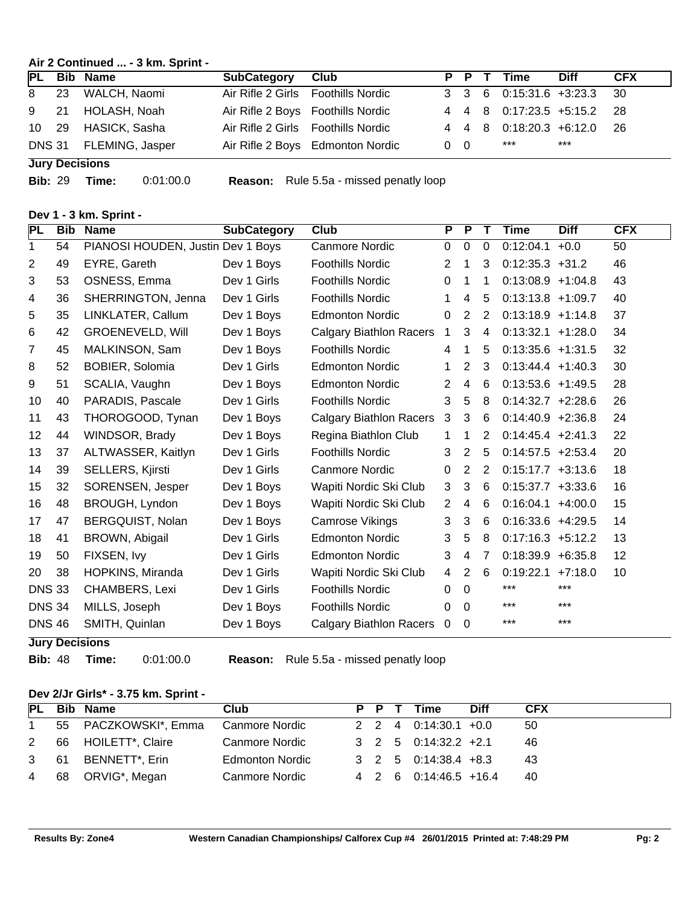## Air 2 Continued ... - 3 km. Sprint -

| PL | Bib | Name | SubCategory | Club | P | P | T | Time | Diff | CFX |
|---|---|---|---|---|---|---|---|---|---|---|
| 8 | 23 | WALCH, Naomi | Air Rifle 2 Girls | Foothills Nordic | 3 | 3 | 6 | 0:15:31.6 | +3:23.3 | 30 |
| 9 | 21 | HOLASH, Noah | Air Rifle 2 Boys | Foothills Nordic | 4 | 4 | 8 | 0:17:23.5 | +5:15.2 | 28 |
| 10 | 29 | HASICK, Sasha | Air Rifle 2 Girls | Foothills Nordic | 4 | 4 | 8 | 0:18:20.3 | +6:12.0 | 26 |
| DNS | 31 | FLEMING, Jasper | Air Rifle 2 Boys | Edmonton Nordic | 0 | 0 | | *** | *** | |

**Jury Decisions**

**Bib:** 29 **Time:** 0:01:00.0 **Reason:** Rule 5.5a - missed penalty loop

## Dev 1 - 3 km. Sprint -

| PL | Bib | Name | SubCategory | Club | P | P | T | Time | Diff | CFX |
|---|---|---|---|---|---|---|---|---|---|---|
| 1 | 54 | PIANOSI HOUDEN, Justin | Dev 1 Boys | Canmore Nordic | 0 | 0 | 0 | 0:12:04.1 | +0.0 | 50 |
| 2 | 49 | EYRE, Gareth | Dev 1 Boys | Foothills Nordic | 2 | 1 | 3 | 0:12:35.3 | +31.2 | 46 |
| 3 | 53 | OSNESS, Emma | Dev 1 Girls | Foothills Nordic | 0 | 1 | 1 | 0:13:08.9 | +1:04.8 | 43 |
| 4 | 36 | SHERRINGTON, Jenna | Dev 1 Girls | Foothills Nordic | 1 | 4 | 5 | 0:13:13.8 | +1:09.7 | 40 |
| 5 | 35 | LINKLATER, Callum | Dev 1 Boys | Edmonton Nordic | 0 | 2 | 2 | 0:13:18.9 | +1:14.8 | 37 |
| 6 | 42 | GROENEVELD, Will | Dev 1 Boys | Calgary Biathlon Racers | 1 | 3 | 4 | 0:13:32.1 | +1:28.0 | 34 |
| 7 | 45 | MALKINSON, Sam | Dev 1 Boys | Foothills Nordic | 4 | 1 | 5 | 0:13:35.6 | +1:31.5 | 32 |
| 8 | 52 | BOBIER, Solomia | Dev 1 Girls | Edmonton Nordic | 1 | 2 | 3 | 0:13:44.4 | +1:40.3 | 30 |
| 9 | 51 | SCALIA, Vaughn | Dev 1 Boys | Edmonton Nordic | 2 | 4 | 6 | 0:13:53.6 | +1:49.5 | 28 |
| 10 | 40 | PARADIS, Pascale | Dev 1 Girls | Foothills Nordic | 3 | 5 | 8 | 0:14:32.7 | +2:28.6 | 26 |
| 11 | 43 | THOROGOOD, Tynan | Dev 1 Boys | Calgary Biathlon Racers | 3 | 3 | 6 | 0:14:40.9 | +2:36.8 | 24 |
| 12 | 44 | WINDSOR, Brady | Dev 1 Boys | Regina Biathlon Club | 1 | 1 | 2 | 0:14:45.4 | +2:41.3 | 22 |
| 13 | 37 | ALTWASSER, Kaitlyn | Dev 1 Girls | Foothills Nordic | 3 | 2 | 5 | 0:14:57.5 | +2:53.4 | 20 |
| 14 | 39 | SELLERS, Kjirsti | Dev 1 Girls | Canmore Nordic | 0 | 2 | 2 | 0:15:17.7 | +3:13.6 | 18 |
| 15 | 32 | SORENSEN, Jesper | Dev 1 Boys | Wapiti Nordic Ski Club | 3 | 3 | 6 | 0:15:37.7 | +3:33.6 | 16 |
| 16 | 48 | BROUGH, Lyndon | Dev 1 Boys | Wapiti Nordic Ski Club | 2 | 4 | 6 | 0:16:04.1 | +4:00.0 | 15 |
| 17 | 47 | BERGQUIST, Nolan | Dev 1 Boys | Camrose Vikings | 3 | 3 | 6 | 0:16:33.6 | +4:29.5 | 14 |
| 18 | 41 | BROWN, Abigail | Dev 1 Girls | Edmonton Nordic | 3 | 5 | 8 | 0:17:16.3 | +5:12.2 | 13 |
| 19 | 50 | FIXSEN, Ivy | Dev 1 Girls | Edmonton Nordic | 3 | 4 | 7 | 0:18:39.9 | +6:35.8 | 12 |
| 20 | 38 | HOPKINS, Miranda | Dev 1 Girls | Wapiti Nordic Ski Club | 4 | 2 | 6 | 0:19:22.1 | +7:18.0 | 10 |
| DNS | 33 | CHAMBERS, Lexi | Dev 1 Girls | Foothills Nordic | 0 | 0 | | *** | *** | |
| DNS | 34 | MILLS, Joseph | Dev 1 Boys | Foothills Nordic | 0 | 0 | | *** | *** | |
| DNS | 46 | SMITH, Quinlan | Dev 1 Boys | Calgary Biathlon Racers | 0 | 0 | | *** | *** | |

**Jury Decisions**

**Bib:** 48 **Time:** 0:01:00.0 **Reason:** Rule 5.5a - missed penalty loop

## Dev 2/Jr Girls* - 3.75 km. Sprint -

| PL | Bib | Name | Club | P | P | T | Time | Diff | CFX |
|---|---|---|---|---|---|---|---|---|---|
| 1 | 55 | PACZKOWSKI*, Emma | Canmore Nordic | 2 | 2 | 4 | 0:14:30.1 | +0.0 | 50 |
| 2 | 66 | HOILETT*, Claire | Canmore Nordic | 3 | 2 | 5 | 0:14:32.2 | +2.1 | 46 |
| 3 | 61 | BENNETT*, Erin | Edmonton Nordic | 3 | 2 | 5 | 0:14:38.4 | +8.3 | 43 |
| 4 | 68 | ORVIG*, Megan | Canmore Nordic | 4 | 2 | 6 | 0:14:46.5 | +16.4 | 40 |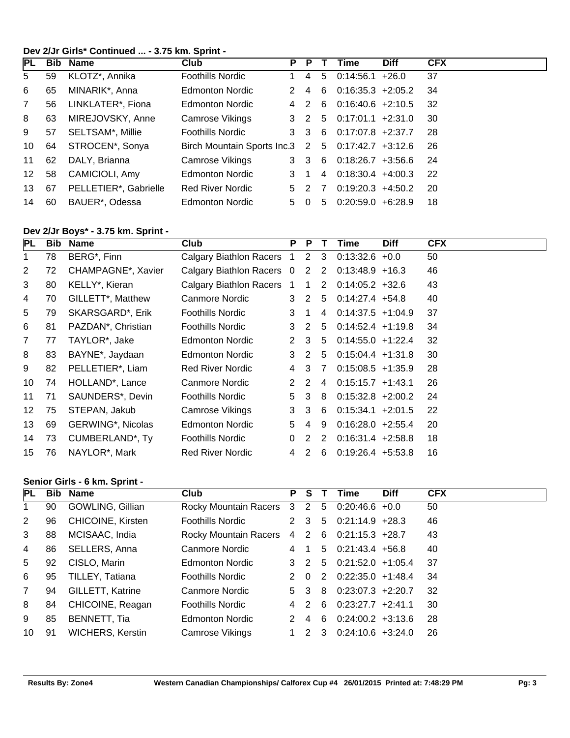### Dev 2/Jr Girls* Continued ... - 3.75 km. Sprint -

| PL | Bib | Name | Club | P | P | T | Time | Diff | CFX |
|---|---|---|---|---|---|---|---|---|---|
| 5 | 59 | KLOTZ*, Annika | Foothills Nordic | 1 | 4 | 5 | 0:14:56.1 | +26.0 | 37 |
| 6 | 65 | MINARIK*, Anna | Edmonton Nordic | 2 | 4 | 6 | 0:16:35.3 | +2:05.2 | 34 |
| 7 | 56 | LINKLATER*, Fiona | Edmonton Nordic | 4 | 2 | 6 | 0:16:40.6 | +2:10.5 | 32 |
| 8 | 63 | MIREJOVSKY, Anne | Camrose Vikings | 3 | 2 | 5 | 0:17:01.1 | +2:31.0 | 30 |
| 9 | 57 | SELTSAM*, Millie | Foothills Nordic | 3 | 3 | 6 | 0:17:07.8 | +2:37.7 | 28 |
| 10 | 64 | STROCEN*, Sonya | Birch Mountain Sports Inc. | 3 | 2 | 5 | 0:17:42.7 | +3:12.6 | 26 |
| 11 | 62 | DALY, Brianna | Camrose Vikings | 3 | 3 | 6 | 0:18:26.7 | +3:56.6 | 24 |
| 12 | 58 | CAMICIOLI, Amy | Edmonton Nordic | 3 | 1 | 4 | 0:18:30.4 | +4:00.3 | 22 |
| 13 | 67 | PELLETIER*, Gabrielle | Red River Nordic | 5 | 2 | 7 | 0:19:20.3 | +4:50.2 | 20 |
| 14 | 60 | BAUER*, Odessa | Edmonton Nordic | 5 | 0 | 5 | 0:20:59.0 | +6:28.9 | 18 |

### Dev 2/Jr Boys* - 3.75 km. Sprint -

| PL | Bib | Name | Club | P | P | T | Time | Diff | CFX |
|---|---|---|---|---|---|---|---|---|---|
| 1 | 78 | BERG*, Finn | Calgary Biathlon Racers | 1 | 2 | 3 | 0:13:32.6 | +0.0 | 50 |
| 2 | 72 | CHAMPAGNE*, Xavier | Calgary Biathlon Racers | 0 | 2 | 2 | 0:13:48.9 | +16.3 | 46 |
| 3 | 80 | KELLY*, Kieran | Calgary Biathlon Racers | 1 | 1 | 2 | 0:14:05.2 | +32.6 | 43 |
| 4 | 70 | GILLETT*, Matthew | Canmore Nordic | 3 | 2 | 5 | 0:14:27.4 | +54.8 | 40 |
| 5 | 79 | SKARSGARD*, Erik | Foothills Nordic | 3 | 1 | 4 | 0:14:37.5 | +1:04.9 | 37 |
| 6 | 81 | PAZDAN*, Christian | Foothills Nordic | 3 | 2 | 5 | 0:14:52.4 | +1:19.8 | 34 |
| 7 | 77 | TAYLOR*, Jake | Edmonton Nordic | 2 | 3 | 5 | 0:14:55.0 | +1:22.4 | 32 |
| 8 | 83 | BAYNE*, Jaydaan | Edmonton Nordic | 3 | 2 | 5 | 0:15:04.4 | +1:31.8 | 30 |
| 9 | 82 | PELLETIER*, Liam | Red River Nordic | 4 | 3 | 7 | 0:15:08.5 | +1:35.9 | 28 |
| 10 | 74 | HOLLAND*, Lance | Canmore Nordic | 2 | 2 | 4 | 0:15:15.7 | +1:43.1 | 26 |
| 11 | 71 | SAUNDERS*, Devin | Foothills Nordic | 5 | 3 | 8 | 0:15:32.8 | +2:00.2 | 24 |
| 12 | 75 | STEPAN, Jakub | Camrose Vikings | 3 | 3 | 6 | 0:15:34.1 | +2:01.5 | 22 |
| 13 | 69 | GERWING*, Nicolas | Edmonton Nordic | 5 | 4 | 9 | 0:16:28.0 | +2:55.4 | 20 |
| 14 | 73 | CUMBERLAND*, Ty | Foothills Nordic | 0 | 2 | 2 | 0:16:31.4 | +2:58.8 | 18 |
| 15 | 76 | NAYLOR*, Mark | Red River Nordic | 4 | 2 | 6 | 0:19:26.4 | +5:53.8 | 16 |

### Senior Girls - 6 km. Sprint -

| PL | Bib | Name | Club | P | S | T | Time | Diff | CFX |
|---|---|---|---|---|---|---|---|---|---|
| 1 | 90 | GOWLING, Gillian | Rocky Mountain Racers | 3 | 2 | 5 | 0:20:46.6 | +0.0 | 50 |
| 2 | 96 | CHICOINE, Kirsten | Foothills Nordic | 2 | 3 | 5 | 0:21:14.9 | +28.3 | 46 |
| 3 | 88 | MCISAAC, India | Rocky Mountain Racers | 4 | 2 | 6 | 0:21:15.3 | +28.7 | 43 |
| 4 | 86 | SELLERS, Anna | Canmore Nordic | 4 | 1 | 5 | 0:21:43.4 | +56.8 | 40 |
| 5 | 92 | CISLO, Marin | Edmonton Nordic | 3 | 2 | 5 | 0:21:52.0 | +1:05.4 | 37 |
| 6 | 95 | TILLEY, Tatiana | Foothills Nordic | 2 | 0 | 2 | 0:22:35.0 | +1:48.4 | 34 |
| 7 | 94 | GILLETT, Katrine | Canmore Nordic | 5 | 3 | 8 | 0:23:07.3 | +2:20.7 | 32 |
| 8 | 84 | CHICOINE, Reagan | Foothills Nordic | 4 | 2 | 6 | 0:23:27.7 | +2:41.1 | 30 |
| 9 | 85 | BENNETT, Tia | Edmonton Nordic | 2 | 4 | 6 | 0:24:00.2 | +3:13.6 | 28 |
| 10 | 91 | WICHERS, Kerstin | Camrose Vikings | 1 | 2 | 3 | 0:24:10.6 | +3:24.0 | 26 |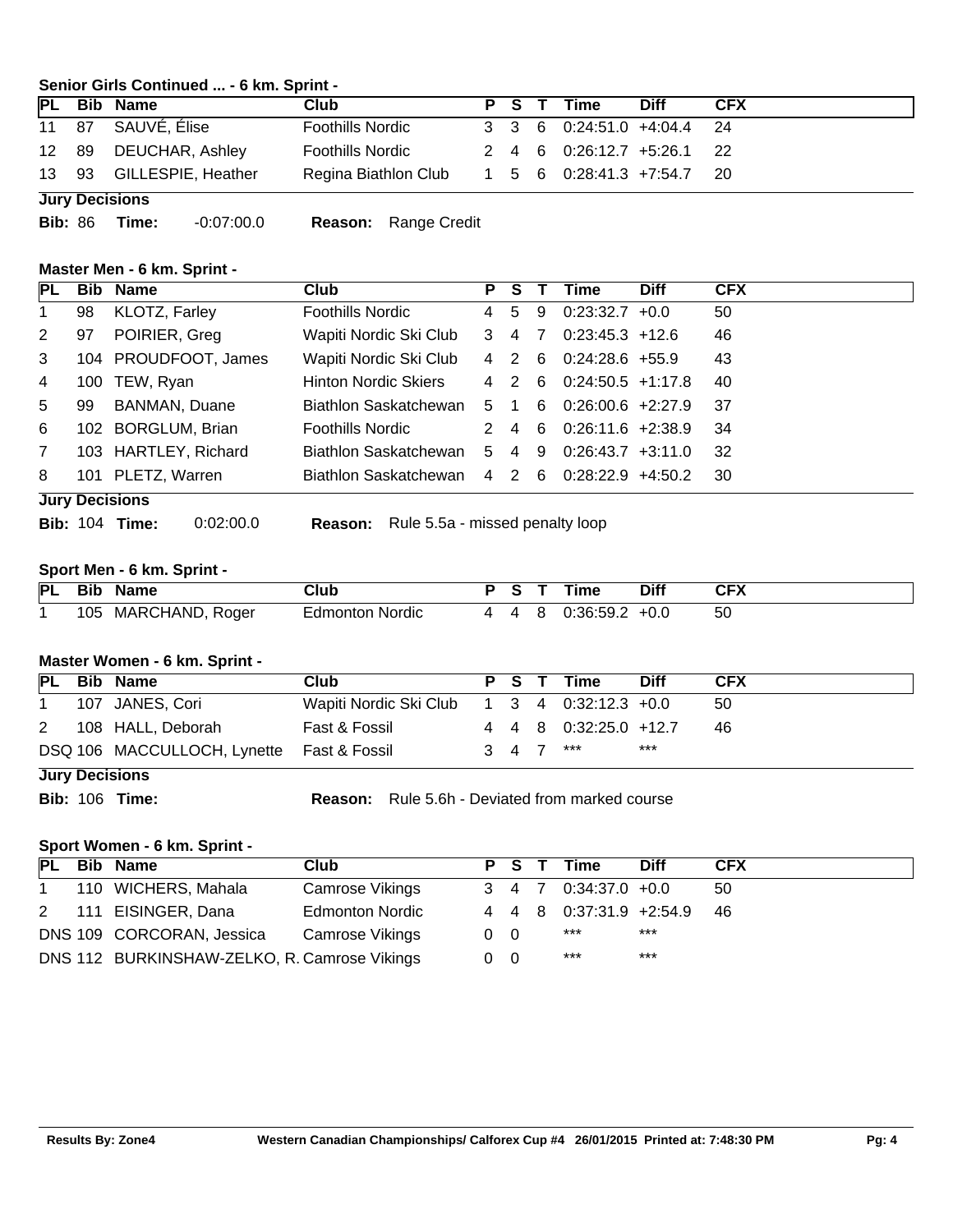### Senior Girls Continued ... - 6 km. Sprint -

| PL | Bib | Name | Club | P | S | T | Time | Diff | CFX |
|---|---|---|---|---|---|---|---|---|---|
| 11 | 87 | SAUVÉ, Élise | Foothills Nordic | 3 | 3 | 6 | 0:24:51.0 | +4:04.4 | 24 |
| 12 | 89 | DEUCHAR, Ashley | Foothills Nordic | 2 | 4 | 6 | 0:26:12.7 | +5:26.1 | 22 |
| 13 | 93 | GILLESPIE, Heather | Regina Biathlon Club | 1 | 5 | 6 | 0:28:41.3 | +7:54.7 | 20 |

**Jury Decisions**

**Bib:** 86 **Time:** -0:07:00.0 **Reason:** Range Credit

### Master Men - 6 km. Sprint -

| PL | Bib | Name | Club | P | S | T | Time | Diff | CFX |
|---|---|---|---|---|---|---|---|---|---|
| 1 | 98 | KLOTZ, Farley | Foothills Nordic | 4 | 5 | 9 | 0:23:32.7 | +0.0 | 50 |
| 2 | 97 | POIRIER, Greg | Wapiti Nordic Ski Club | 3 | 4 | 7 | 0:23:45.3 | +12.6 | 46 |
| 3 | 104 | PROUDFOOT, James | Wapiti Nordic Ski Club | 4 | 2 | 6 | 0:24:28.6 | +55.9 | 43 |
| 4 | 100 | TEW, Ryan | Hinton Nordic Skiers | 4 | 2 | 6 | 0:24:50.5 | +1:17.8 | 40 |
| 5 | 99 | BANMAN, Duane | Biathlon Saskatchewan | 5 | 1 | 6 | 0:26:00.6 | +2:27.9 | 37 |
| 6 | 102 | BORGLUM, Brian | Foothills Nordic | 2 | 4 | 6 | 0:26:11.6 | +2:38.9 | 34 |
| 7 | 103 | HARTLEY, Richard | Biathlon Saskatchewan | 5 | 4 | 9 | 0:26:43.7 | +3:11.0 | 32 |
| 8 | 101 | PLETZ, Warren | Biathlon Saskatchewan | 4 | 2 | 6 | 0:28:22.9 | +4:50.2 | 30 |

**Jury Decisions**

**Bib:** 104 **Time:** 0:02:00.0 **Reason:** Rule 5.5a - missed penalty loop

### Sport Men - 6 km. Sprint -

| PL | Bib | Name | Club | P | S | T | Time | Diff | CFX |
|---|---|---|---|---|---|---|---|---|---|
| 1 | 105 | MARCHAND, Roger | Edmonton Nordic | 4 | 4 | 8 | 0:36:59.2 | +0.0 | 50 |

### Master Women - 6 km. Sprint -

| PL | Bib | Name | Club | P | S | T | Time | Diff | CFX |
|---|---|---|---|---|---|---|---|---|---|
| 1 | 107 | JANES, Cori | Wapiti Nordic Ski Club | 1 | 3 | 4 | 0:32:12.3 | +0.0 | 50 |
| 2 | 108 | HALL, Deborah | Fast & Fossil | 4 | 4 | 8 | 0:32:25.0 | +12.7 | 46 |
| DSQ | 106 | MACCULLOCH, Lynette | Fast & Fossil | 3 | 4 | 7 | *** | *** | |

**Jury Decisions**

**Bib:** 106 **Time:** **Reason:** Rule 5.6h - Deviated from marked course

### Sport Women - 6 km. Sprint -

| PL | Bib | Name | Club | P | S | T | Time | Diff | CFX |
|---|---|---|---|---|---|---|---|---|---|
| 1 | 110 | WICHERS, Mahala | Camrose Vikings | 3 | 4 | 7 | 0:34:37.0 | +0.0 | 50 |
| 2 | 111 | EISINGER, Dana | Edmonton Nordic | 4 | 4 | 8 | 0:37:31.9 | +2:54.9 | 46 |
| DNS | 109 | CORCORAN, Jessica | Camrose Vikings | 0 | 0 | | *** | *** | |
| DNS | 112 | BURKINSHAW-ZELKO, R. | Camrose Vikings | 0 | 0 | | *** | *** | |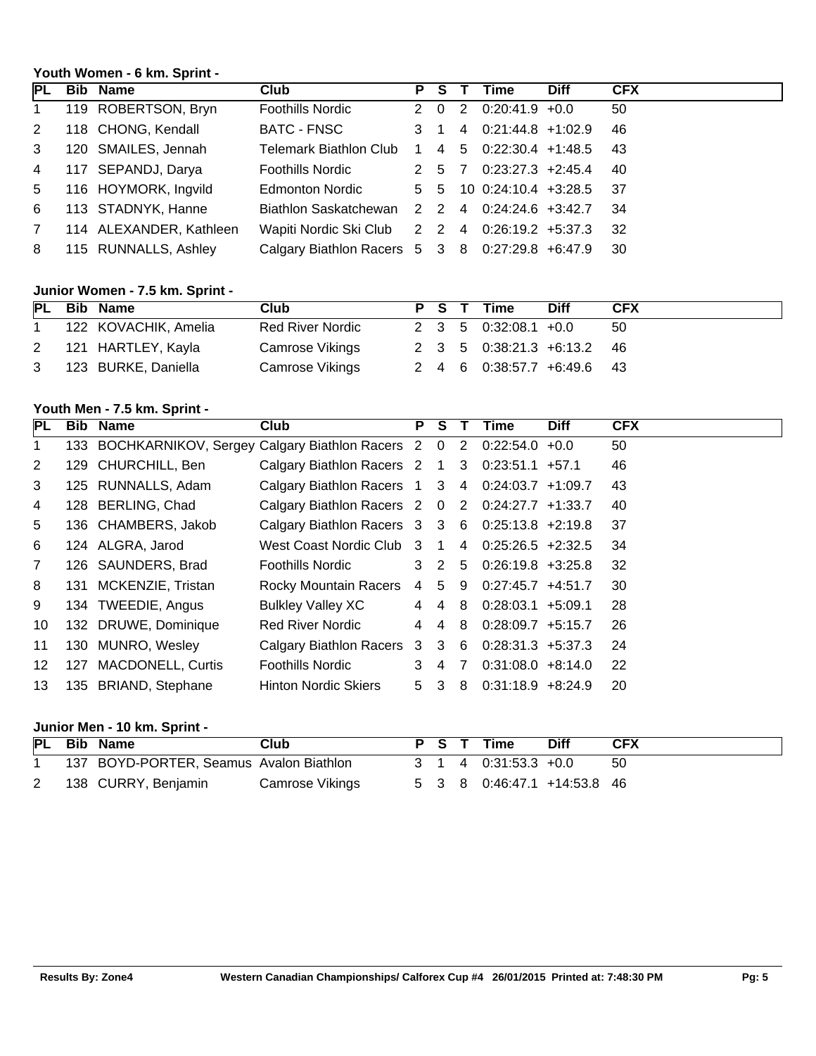### Youth Women - 6 km. Sprint -

| PL | Bib | Name | Club | P | S | T | Time | Diff | CFX |
|---|---|---|---|---|---|---|---|---|---|
| 1 | 119 | ROBERTSON, Bryn | Foothills Nordic | 2 | 0 | 2 | 0:20:41.9 | +0.0 | 50 |
| 2 | 118 | CHONG, Kendall | BATC - FNSC | 3 | 1 | 4 | 0:21:44.8 | +1:02.9 | 46 |
| 3 | 120 | SMAILES, Jennah | Telemark Biathlon Club | 1 | 4 | 5 | 0:22:30.4 | +1:48.5 | 43 |
| 4 | 117 | SEPANDJ, Darya | Foothills Nordic | 2 | 5 | 7 | 0:23:27.3 | +2:45.4 | 40 |
| 5 | 116 | HOYMORK, Ingvild | Edmonton Nordic | 5 | 5 | 10 | 0:24:10.4 | +3:28.5 | 37 |
| 6 | 113 | STADNYK, Hanne | Biathlon Saskatchewan | 2 | 2 | 4 | 0:24:24.6 | +3:42.7 | 34 |
| 7 | 114 | ALEXANDER, Kathleen | Wapiti Nordic Ski Club | 2 | 2 | 4 | 0:26:19.2 | +5:37.3 | 32 |
| 8 | 115 | RUNNALLS, Ashley | Calgary Biathlon Racers | 5 | 3 | 8 | 0:27:29.8 | +6:47.9 | 30 |

### Junior Women - 7.5 km. Sprint -

| PL | Bib | Name | Club | P | S | T | Time | Diff | CFX |
|---|---|---|---|---|---|---|---|---|---|
| 1 | 122 | KOVACHIK, Amelia | Red River Nordic | 2 | 3 | 5 | 0:32:08.1 | +0.0 | 50 |
| 2 | 121 | HARTLEY, Kayla | Camrose Vikings | 2 | 3 | 5 | 0:38:21.3 | +6:13.2 | 46 |
| 3 | 123 | BURKE, Daniella | Camrose Vikings | 2 | 4 | 6 | 0:38:57.7 | +6:49.6 | 43 |

### Youth Men - 7.5 km. Sprint -

| PL | Bib | Name | Club | P | S | T | Time | Diff | CFX |
|---|---|---|---|---|---|---|---|---|---|
| 1 | 133 | BOCHKARNIKOV, Sergey | Calgary Biathlon Racers | 2 | 0 | 2 | 0:22:54.0 | +0.0 | 50 |
| 2 | 129 | CHURCHILL, Ben | Calgary Biathlon Racers | 2 | 1 | 3 | 0:23:51.1 | +57.1 | 46 |
| 3 | 125 | RUNNALLS, Adam | Calgary Biathlon Racers | 1 | 3 | 4 | 0:24:03.7 | +1:09.7 | 43 |
| 4 | 128 | BERLING, Chad | Calgary Biathlon Racers | 2 | 0 | 2 | 0:24:27.7 | +1:33.7 | 40 |
| 5 | 136 | CHAMBERS, Jakob | Calgary Biathlon Racers | 3 | 3 | 6 | 0:25:13.8 | +2:19.8 | 37 |
| 6 | 124 | ALGRA, Jarod | West Coast Nordic Club | 3 | 1 | 4 | 0:25:26.5 | +2:32.5 | 34 |
| 7 | 126 | SAUNDERS, Brad | Foothills Nordic | 3 | 2 | 5 | 0:26:19.8 | +3:25.8 | 32 |
| 8 | 131 | MCKENZIE, Tristan | Rocky Mountain Racers | 4 | 5 | 9 | 0:27:45.7 | +4:51.7 | 30 |
| 9 | 134 | TWEEDIE, Angus | Bulkley Valley XC | 4 | 4 | 8 | 0:28:03.1 | +5:09.1 | 28 |
| 10 | 132 | DRUWE, Dominique | Red River Nordic | 4 | 4 | 8 | 0:28:09.7 | +5:15.7 | 26 |
| 11 | 130 | MUNRO, Wesley | Calgary Biathlon Racers | 3 | 3 | 6 | 0:28:31.3 | +5:37.3 | 24 |
| 12 | 127 | MACDONELL, Curtis | Foothills Nordic | 3 | 4 | 7 | 0:31:08.0 | +8:14.0 | 22 |
| 13 | 135 | BRIAND, Stephane | Hinton Nordic Skiers | 5 | 3 | 8 | 0:31:18.9 | +8:24.9 | 20 |

### Junior Men - 10 km. Sprint -

| PL | Bib | Name | Club | P | S | T | Time | Diff | CFX |
|---|---|---|---|---|---|---|---|---|---|
| 1 | 137 | BOYD-PORTER, Seamus | Avalon Biathlon | 3 | 1 | 4 | 0:31:53.3 | +0.0 | 50 |
| 2 | 138 | CURRY, Benjamin | Camrose Vikings | 5 | 3 | 8 | 0:46:47.1 | +14:53.8 | 46 |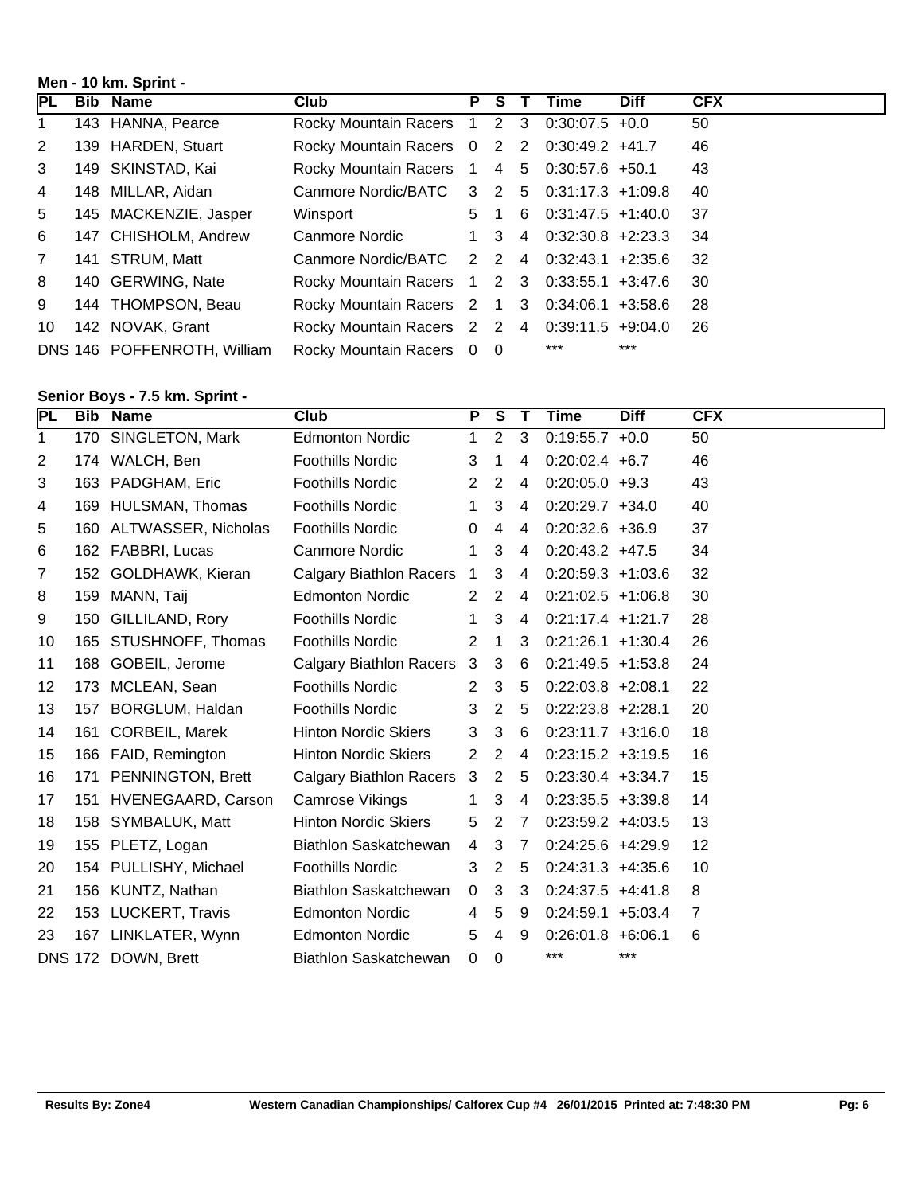**Men - 10 km. Sprint -**

| PL | Bib | Name | Club | P | S | T | Time | Diff | CFX |
|---|---|---|---|---|---|---|---|---|---|
| 1 | 143 | HANNA, Pearce | Rocky Mountain Racers | 1 | 2 | 3 | 0:30:07.5 | +0.0 | 50 |
| 2 | 139 | HARDEN, Stuart | Rocky Mountain Racers | 0 | 2 | 2 | 0:30:49.2 | +41.7 | 46 |
| 3 | 149 | SKINSTAD, Kai | Rocky Mountain Racers | 1 | 4 | 5 | 0:30:57.6 | +50.1 | 43 |
| 4 | 148 | MILLAR, Aidan | Canmore Nordic/BATC | 3 | 2 | 5 | 0:31:17.3 | +1:09.8 | 40 |
| 5 | 145 | MACKENZIE, Jasper | Winsport | 5 | 1 | 6 | 0:31:47.5 | +1:40.0 | 37 |
| 6 | 147 | CHISHOLM, Andrew | Canmore Nordic | 1 | 3 | 4 | 0:32:30.8 | +2:23.3 | 34 |
| 7 | 141 | STRUM, Matt | Canmore Nordic/BATC | 2 | 2 | 4 | 0:32:43.1 | +2:35.6 | 32 |
| 8 | 140 | GERWING, Nate | Rocky Mountain Racers | 1 | 2 | 3 | 0:33:55.1 | +3:47.6 | 30 |
| 9 | 144 | THOMPSON, Beau | Rocky Mountain Racers | 2 | 1 | 3 | 0:34:06.1 | +3:58.6 | 28 |
| 10 | 142 | NOVAK, Grant | Rocky Mountain Racers | 2 | 2 | 4 | 0:39:11.5 | +9:04.0 | 26 |
| DNS | 146 | POFFENROTH, William | Rocky Mountain Racers | 0 | 0 | | *** | *** | |

**Senior Boys - 7.5 km. Sprint -**

| PL | Bib | Name | Club | P | S | T | Time | Diff | CFX |
|---|---|---|---|---|---|---|---|---|---|
| 1 | 170 | SINGLETON, Mark | Edmonton Nordic | 1 | 2 | 3 | 0:19:55.7 | +0.0 | 50 |
| 2 | 174 | WALCH, Ben | Foothills Nordic | 3 | 1 | 4 | 0:20:02.4 | +6.7 | 46 |
| 3 | 163 | PADGHAM, Eric | Foothills Nordic | 2 | 2 | 4 | 0:20:05.0 | +9.3 | 43 |
| 4 | 169 | HULSMAN, Thomas | Foothills Nordic | 1 | 3 | 4 | 0:20:29.7 | +34.0 | 40 |
| 5 | 160 | ALTWASSER, Nicholas | Foothills Nordic | 0 | 4 | 4 | 0:20:32.6 | +36.9 | 37 |
| 6 | 162 | FABBRI, Lucas | Canmore Nordic | 1 | 3 | 4 | 0:20:43.2 | +47.5 | 34 |
| 7 | 152 | GOLDHAWK, Kieran | Calgary Biathlon Racers | 1 | 3 | 4 | 0:20:59.3 | +1:03.6 | 32 |
| 8 | 159 | MANN, Taij | Edmonton Nordic | 2 | 2 | 4 | 0:21:02.5 | +1:06.8 | 30 |
| 9 | 150 | GILLILAND, Rory | Foothills Nordic | 1 | 3 | 4 | 0:21:17.4 | +1:21.7 | 28 |
| 10 | 165 | STUSHNOFF, Thomas | Foothills Nordic | 2 | 1 | 3 | 0:21:26.1 | +1:30.4 | 26 |
| 11 | 168 | GOBEIL, Jerome | Calgary Biathlon Racers | 3 | 3 | 6 | 0:21:49.5 | +1:53.8 | 24 |
| 12 | 173 | MCLEAN, Sean | Foothills Nordic | 2 | 3 | 5 | 0:22:03.8 | +2:08.1 | 22 |
| 13 | 157 | BORGLUM, Haldan | Foothills Nordic | 3 | 2 | 5 | 0:22:23.8 | +2:28.1 | 20 |
| 14 | 161 | CORBEIL, Marek | Hinton Nordic Skiers | 3 | 3 | 6 | 0:23:11.7 | +3:16.0 | 18 |
| 15 | 166 | FAID, Remington | Hinton Nordic Skiers | 2 | 2 | 4 | 0:23:15.2 | +3:19.5 | 16 |
| 16 | 171 | PENNINGTON, Brett | Calgary Biathlon Racers | 3 | 2 | 5 | 0:23:30.4 | +3:34.7 | 15 |
| 17 | 151 | HVENEGAARD, Carson | Camrose Vikings | 1 | 3 | 4 | 0:23:35.5 | +3:39.8 | 14 |
| 18 | 158 | SYMBALUK, Matt | Hinton Nordic Skiers | 5 | 2 | 7 | 0:23:59.2 | +4:03.5 | 13 |
| 19 | 155 | PLETZ, Logan | Biathlon Saskatchewan | 4 | 3 | 7 | 0:24:25.6 | +4:29.9 | 12 |
| 20 | 154 | PULLISHY, Michael | Foothills Nordic | 3 | 2 | 5 | 0:24:31.3 | +4:35.6 | 10 |
| 21 | 156 | KUNTZ, Nathan | Biathlon Saskatchewan | 0 | 3 | 3 | 0:24:37.5 | +4:41.8 | 8 |
| 22 | 153 | LUCKERT, Travis | Edmonton Nordic | 4 | 5 | 9 | 0:24:59.1 | +5:03.4 | 7 |
| 23 | 167 | LINKLATER, Wynn | Edmonton Nordic | 5 | 4 | 9 | 0:26:01.8 | +6:06.1 | 6 |
| DNS | 172 | DOWN, Brett | Biathlon Saskatchewan | 0 | 0 | | *** | *** | |

Results By: Zone4 — Western Canadian Championships/ Calforex Cup #4 26/01/2015 Printed at: 7:48:30 PM